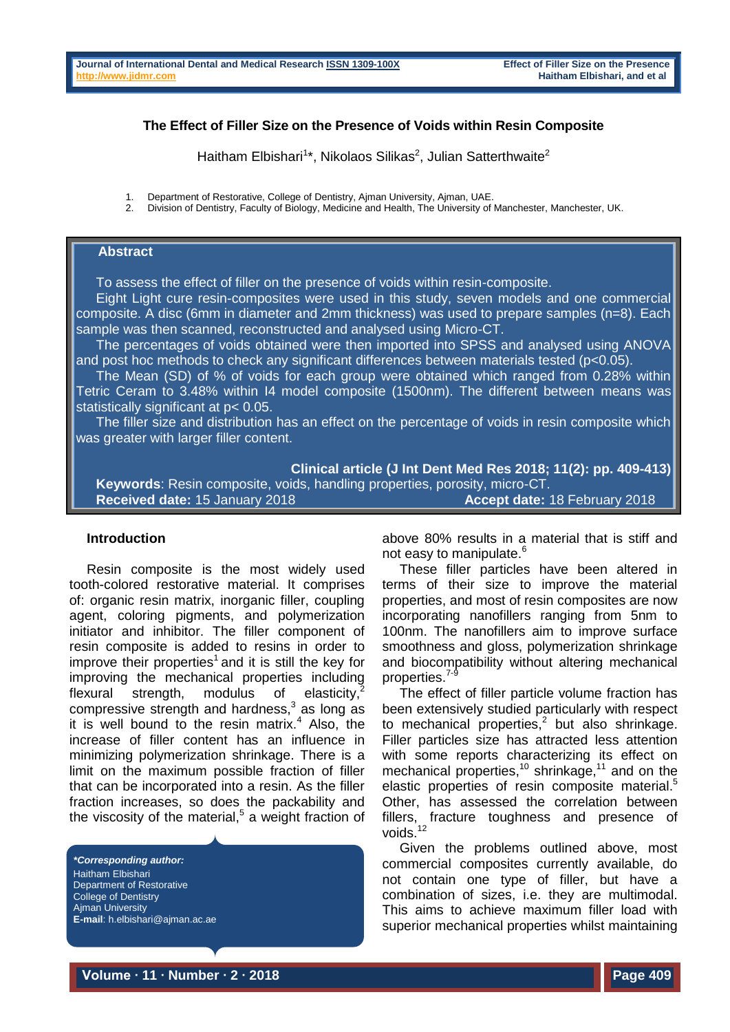# The Effect of Filler Size on the Presence of Voids within Resin Composite

Haitham Elbishari[1]*, Nikolaos Silikas[2], Julian Satterthwaite[2]

1. Department of Restorative, College of Dentistry, Ajman University, Ajman, UAE.
2. Division of Dentistry, Faculty of Biology, Medicine and Health, The University of Manchester, Manchester, UK.

## Abstract

To assess the effect of filler on the presence of voids within resin-composite.

Eight Light cure resin-composites were used in this study, seven models and one commercial composite. A disc (6mm in diameter and 2mm thickness) was used to prepare samples (n=8). Each sample was then scanned, reconstructed and analysed using Micro-CT.

The percentages of voids obtained were then imported into SPSS and analysed using ANOVA and post hoc methods to check any significant differences between materials tested ($p<0.05$).

The Mean (SD) of % of voids for each group were obtained which ranged from 0.28% within Tetric Ceram to 3.48% within I4 model composite (1500nm). The different between means was statistically significant at $p< 0.05$.

The filler size and distribution has an effect on the percentage of voids in resin composite which was greater with larger filler content.

**Clinical article (J Int Dent Med Res 2018; 11(2): pp. 409-413)**

**Keywords**: Resin composite, voids, handling properties, porosity, micro-CT.

**Received date:** 15 January 2018 **Accept date:** 18 February 2018

## Introduction

Resin composite is the most widely used tooth-colored restorative material. It comprises of: organic resin matrix, inorganic filler, coupling agent, coloring pigments, and polymerization initiator and inhibitor. The filler component of resin composite is added to resins in order to improve their properties[1] and it is still the key for improving the mechanical properties including flexural strength, modulus of elasticity,[2] compressive strength and hardness,[3] as long as it is well bound to the resin matrix.[4] Also, the increase of filler content has an influence in minimizing polymerization shrinkage. There is a limit on the maximum possible fraction of filler that can be incorporated into a resin. As the filler fraction increases, so does the packability and the viscosity of the material,[5] a weight fraction of above 80% results in a material that is stiff and not easy to manipulate.[6]

These filler particles have been altered in terms of their size to improve the material properties, and most of resin composites are now incorporating nanofillers ranging from 5nm to 100nm. The nanofillers aim to improve surface smoothness and gloss, polymerization shrinkage and biocompatibility without altering mechanical properties.[7-9]

The effect of filler particle volume fraction has been extensively studied particularly with respect to mechanical properties,[2] but also shrinkage. Filler particles size has attracted less attention with some reports characterizing its effect on mechanical properties,[10] shrinkage,[11] and on the elastic properties of resin composite material.[5] Other, has assessed the correlation between fillers, fracture toughness and presence of voids.[12]

Given the problems outlined above, most commercial composites currently available, do not contain one type of filler, but have a combination of sizes, i.e. they are multimodal. This aims to achieve maximum filler load with superior mechanical properties whilst maintaining

***Corresponding author:***
Haitham Elbishari
Department of Restorative
College of Dentistry
Ajman University
**E-mail**: h.elbishari@ajman.ac.ae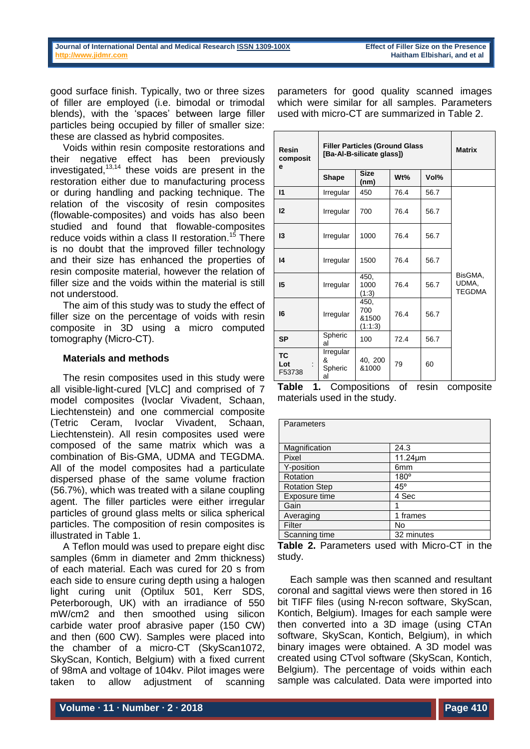good surface finish. Typically, two or three sizes of filler are employed (i.e. bimodal or trimodal blends), with the 'spaces' between large filler particles being occupied by filler of smaller size: these are classed as hybrid composites.

Voids within resin composite restorations and their negative effect has been previously investigated,[13,14] these voids are present in the restoration either due to manufacturing process or during handling and packing technique. The relation of the viscosity of resin composites (flowable-composites) and voids has also been studied and found that flowable-composites reduce voids within a class II restoration.[15] There is no doubt that the improved filler technology and their size has enhanced the properties of resin composite material, however the relation of filler size and the voids within the material is still not understood.

The aim of this study was to study the effect of filler size on the percentage of voids with resin composite in 3D using a micro computed tomography (Micro-CT).

## Materials and methods

The resin composites used in this study were all visible-light-cured [VLC] and comprised of 7 model composites (Ivoclar Vivadent, Schaan, Liechtenstein) and one commercial composite (Tetric Ceram, Ivoclar Vivadent, Schaan, Liechtenstein). All resin composites used were composed of the same matrix which was a combination of Bis-GMA, UDMA and TEGDMA. All of the model composites had a particulate dispersed phase of the same volume fraction (56.7%), which was treated with a silane coupling agent. The filler particles were either irregular particles of ground glass melts or silica spherical particles. The composition of resin composites is illustrated in Table 1.

A Teflon mould was used to prepare eight disc samples (6mm in diameter and 2mm thickness) of each material. Each was cured for 20 s from each side to ensure curing depth using a halogen light curing unit (Optilux 501, Kerr SDS, Peterborough, UK) with an irradiance of 550 mW/cm2 and then smoothed using silicon carbide water proof abrasive paper (150 CW) and then (600 CW). Samples were placed into the chamber of a micro-CT (SkyScan1072, SkyScan, Kontich, Belgium) with a fixed current of 98mA and voltage of 104kv. Pilot images were taken to allow adjustment of scanning parameters for good quality scanned images which were similar for all samples. Parameters used with micro-CT are summarized in Table 2.

| Resin composite | Filler Particles (Ground Glass [Ba-Al-B-silicate glass]) | | | | Matrix |
|---|---|---|---|---|---|
| | Shape | Size (nm) | Wt% | Vol% | |
| I1 | Irregular | 450 | 76.4 | 56.7 | BisGMA, UDMA, TEGDMA |
| I2 | Irregular | 700 | 76.4 | 56.7 | |
| I3 | Irregular | 1000 | 76.4 | 56.7 | |
| I4 | Irregular | 1500 | 76.4 | 56.7 | |
| I5 | Irregular | 450, 1000 (1:3) | 76.4 | 56.7 | |
| I6 | Irregular | 450, 700 &1500 (1:1:3) | 76.4 | 56.7 | |
| SP | Spherical | 100 | 72.4 | 56.7 | |
| TC Lot : F53738 | Irregular & Spherical | 40, 200 &1000 | 79 | 60 | |

**Table 1.** Compositions of resin composite materials used in the study.

| Parameters | |
|---|---|
| Magnification | 24.3 |
| Pixel | 11.24µm |
| Y-position | 6mm |
| Rotation | 180º |
| Rotation Step | 45º |
| Exposure time | 4 Sec |
| Gain | 1 |
| Averaging | 1 frames |
| Filter | No |
| Scanning time | 32 minutes |

**Table 2.** Parameters used with Micro-CT in the study.

Each sample was then scanned and resultant coronal and sagittal views were then stored in 16 bit TIFF files (using N-recon software, SkyScan, Kontich, Belgium). Images for each sample were then converted into a 3D image (using CTAn software, SkyScan, Kontich, Belgium), in which binary images were obtained. A 3D model was created using CTvol software (SkyScan, Kontich, Belgium). The percentage of voids within each sample was calculated. Data were imported into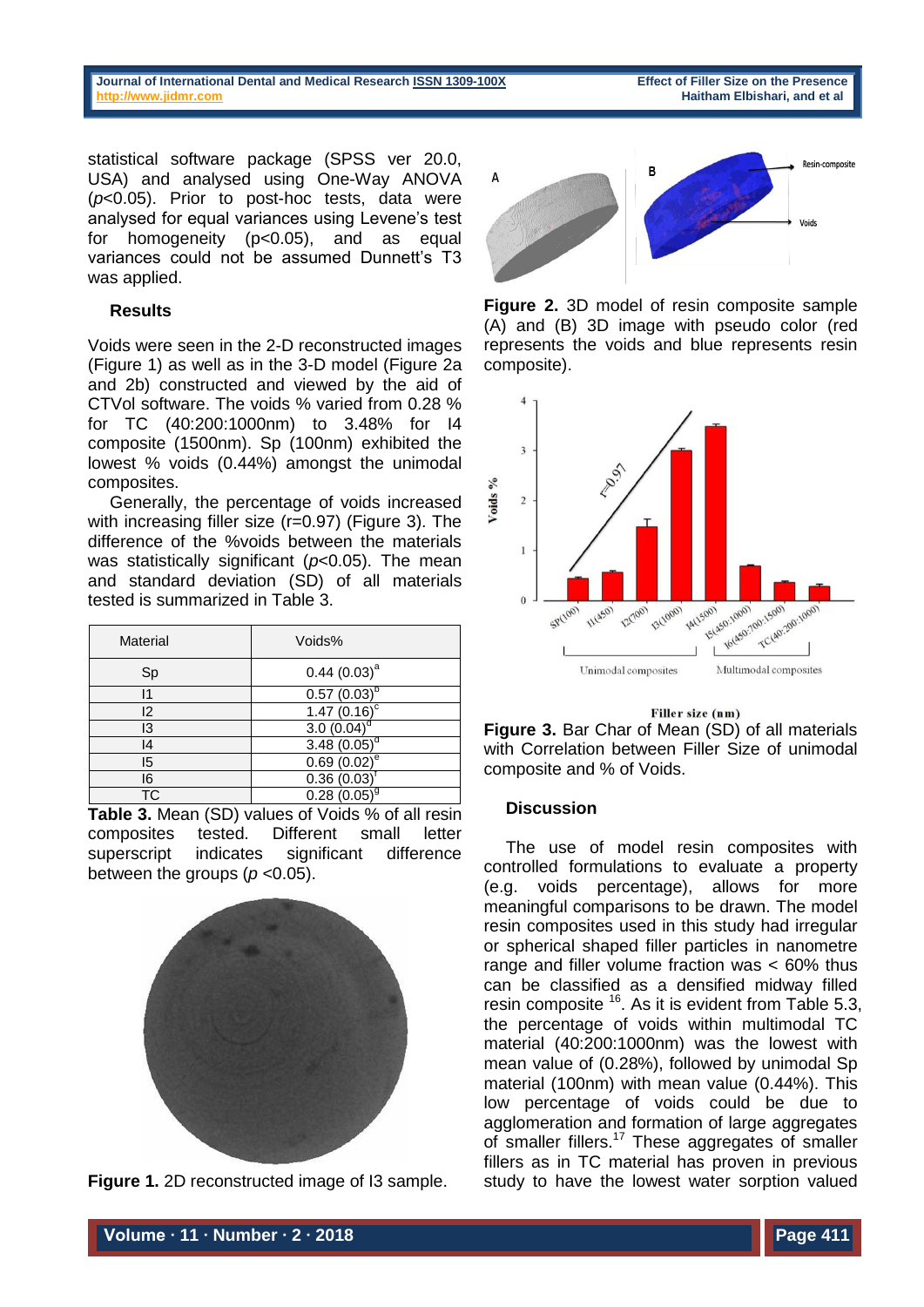statistical software package (SPSS ver 20.0, USA) and analysed using One-Way ANOVA ($p<0.05$). Prior to post-hoc tests, data were analysed for equal variances using Levene's test for homogeneity ($p<0.05$), and as equal variances could not be assumed Dunnett's T3 was applied.

## Results

Voids were seen in the 2-D reconstructed images (Figure 1) as well as in the 3-D model (Figure 2a and 2b) constructed and viewed by the aid of CTVol software. The voids % varied from 0.28 % for TC (40:200:1000nm) to 3.48% for I4 composite (1500nm). Sp (100nm) exhibited the lowest % voids (0.44%) amongst the unimodal composites.

Generally, the percentage of voids increased with increasing filler size (r=0.97) (Figure 3). The difference of the %voids between the materials was statistically significant ($p<0.05$). The mean and standard deviation (SD) of all materials tested is summarized in Table 3.

| Material | Voids% |
|---|---|
| Sp | 0.44 (0.03)[a] |
| I1 | 0.57 (0.03)[b] |
| I2 | 1.47 (0.16)[c] |
| I3 | 3.0 (0.04)[d] |
| I4 | 3.48 (0.05)[d] |
| I5 | 0.69 (0.02)[e] |
| I6 | 0.36 (0.03)[f] |
| TC | 0.28 (0.05)[g] |

**Table 3.** Mean (SD) values of Voids % of all resin composites tested. Different small letter superscript indicates significant difference between the groups ($p<0.05$).

**Figure 1.** 2D reconstructed image of I3 sample.

**Figure 2.** 3D model of resin composite sample (A) and (B) 3D image with pseudo color (red represents the voids and blue represents resin composite).

**Figure 3.** Bar Char of Mean (SD) of all materials with Correlation between Filler Size of unimodal composite and % of Voids.

## Discussion

The use of model resin composites with controlled formulations to evaluate a property (e.g. voids percentage), allows for more meaningful comparisons to be drawn. The model resin composites used in this study had irregular or spherical shaped filler particles in nanometre range and filler volume fraction was < 60% thus can be classified as a densified midway filled resin composite [16]. As it is evident from Table 5.3, the percentage of voids within multimodal TC material (40:200:1000nm) was the lowest with mean value of (0.28%), followed by unimodal Sp material (100nm) with mean value (0.44%). This low percentage of voids could be due to agglomeration and formation of large aggregates of smaller fillers.[17] These aggregates of smaller fillers as in TC material has proven in previous study to have the lowest water sorption valued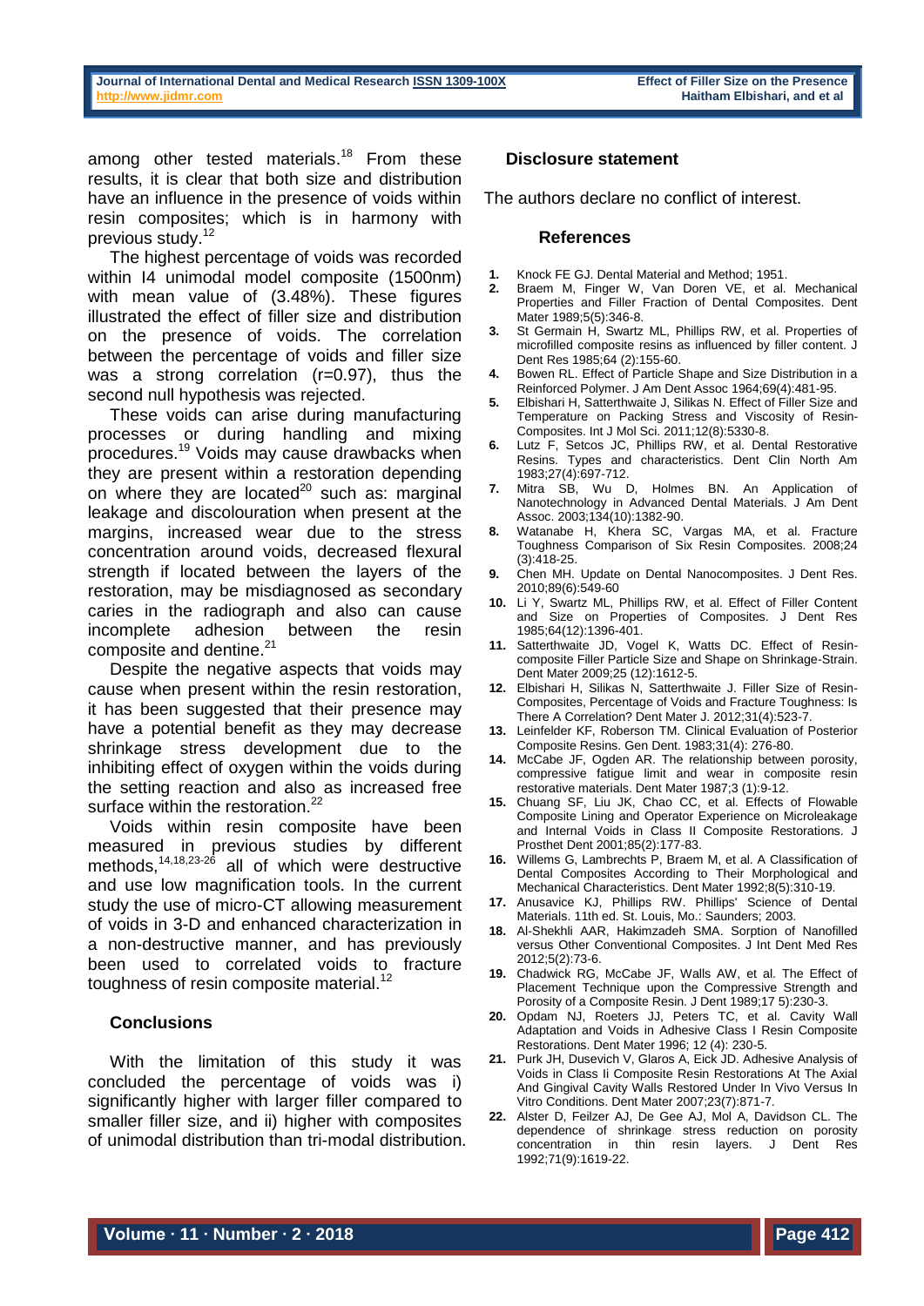among other tested materials.[18] From these results, it is clear that both size and distribution have an influence in the presence of voids within resin composites; which is in harmony with previous study.[12]

The highest percentage of voids was recorded within I4 unimodal model composite (1500nm) with mean value of (3.48%). These figures illustrated the effect of filler size and distribution on the presence of voids. The correlation between the percentage of voids and filler size was a strong correlation (r=0.97), thus the second null hypothesis was rejected.

These voids can arise during manufacturing processes or during handling and mixing procedures.[19] Voids may cause drawbacks when they are present within a restoration depending on where they are located[20] such as: marginal leakage and discolouration when present at the margins, increased wear due to the stress concentration around voids, decreased flexural strength if located between the layers of the restoration, may be misdiagnosed as secondary caries in the radiograph and also can cause incomplete adhesion between the resin composite and dentine.[21]

Despite the negative aspects that voids may cause when present within the resin restoration, it has been suggested that their presence may have a potential benefit as they may decrease shrinkage stress development due to the inhibiting effect of oxygen within the voids during the setting reaction and also as increased free surface within the restoration.[22]

Voids within resin composite have been measured in previous studies by different methods,[14,18,23-26] all of which were destructive and use low magnification tools. In the current study the use of micro-CT allowing measurement of voids in 3-D and enhanced characterization in a non-destructive manner, and has previously been used to correlated voids to fracture toughness of resin composite material.[12]

## Conclusions

With the limitation of this study it was concluded the percentage of voids was i) significantly higher with larger filler compared to smaller filler size, and ii) higher with composites of unimodal distribution than tri-modal distribution.

## Disclosure statement

The authors declare no conflict of interest.

## References

1. Knock FE GJ. Dental Material and Method; 1951.
2. Braem M, Finger W, Van Doren VE, et al. Mechanical Properties and Filler Fraction of Dental Composites. Dent Mater 1989;5(5):346-8.
3. St Germain H, Swartz ML, Phillips RW, et al. Properties of microfilled composite resins as influenced by filler content. J Dent Res 1985;64 (2):155-60.
4. Bowen RL. Effect of Particle Shape and Size Distribution in a Reinforced Polymer. J Am Dent Assoc 1964;69(4):481-95.
5. Elbishari H, Satterthwaite J, Silikas N. Effect of Filler Size and Temperature on Packing Stress and Viscosity of Resin-Composites. Int J Mol Sci. 2011;12(8):5330-8.
6. Lutz F, Setcos JC, Phillips RW, et al. Dental Restorative Resins. Types and characteristics. Dent Clin North Am 1983;27(4):697-712.
7. Mitra SB, Wu D, Holmes BN. An Application of Nanotechnology in Advanced Dental Materials. J Am Dent Assoc. 2003;134(10):1382-90.
8. Watanabe H, Khera SC, Vargas MA, et al. Fracture Toughness Comparison of Six Resin Composites. 2008;24 (3):418-25.
9. Chen MH. Update on Dental Nanocomposites. J Dent Res. 2010;89(6):549-60
10. Li Y, Swartz ML, Phillips RW, et al. Effect of Filler Content and Size on Properties of Composites. J Dent Res 1985;64(12):1396-401.
11. Satterthwaite JD, Vogel K, Watts DC. Effect of Resin-composite Filler Particle Size and Shape on Shrinkage-Strain. Dent Mater 2009;25 (12):1612-5.
12. Elbishari H, Silikas N, Satterthwaite J. Filler Size of Resin-Composites, Percentage of Voids and Fracture Toughness: Is There A Correlation? Dent Mater J. 2012;31(4):523-7.
13. Leinfelder KF, Roberson TM. Clinical Evaluation of Posterior Composite Resins. Gen Dent. 1983;31(4): 276-80.
14. McCabe JF, Ogden AR. The relationship between porosity, compressive fatigue limit and wear in composite resin restorative materials. Dent Mater 1987;3 (1):9-12.
15. Chuang SF, Liu JK, Chao CC, et al. Effects of Flowable Composite Lining and Operator Experience on Microleakage and Internal Voids in Class II Composite Restorations. J Prosthet Dent 2001;85(2):177-83.
16. Willems G, Lambrechts P, Braem M, et al. A Classification of Dental Composites According to Their Morphological and Mechanical Characteristics. Dent Mater 1992;8(5):310-19.
17. Anusavice KJ, Phillips RW. Phillips' Science of Dental Materials. 11th ed. St. Louis, Mo.: Saunders; 2003.
18. Al-Shekhli AAR, Hakimzadeh SMA. Sorption of Nanofilled versus Other Conventional Composites. J Int Dent Med Res 2012;5(2):73-6.
19. Chadwick RG, McCabe JF, Walls AW, et al. The Effect of Placement Technique upon the Compressive Strength and Porosity of a Composite Resin. J Dent 1989;17 5):230-3.
20. Opdam NJ, Roeters JJ, Peters TC, et al. Cavity Wall Adaptation and Voids in Adhesive Class I Resin Composite Restorations. Dent Mater 1996; 12 (4): 230-5.
21. Purk JH, Dusevich V, Glaros A, Eick JD. Adhesive Analysis of Voids in Class Ii Composite Resin Restorations At The Axial And Gingival Cavity Walls Restored Under In Vivo Versus In Vitro Conditions. Dent Mater 2007;23(7):871-7.
22. Alster D, Feilzer AJ, De Gee AJ, Mol A, Davidson CL. The dependence of shrinkage stress reduction on porosity concentration in thin resin layers. J Dent Res 1992;71(9):1619-22.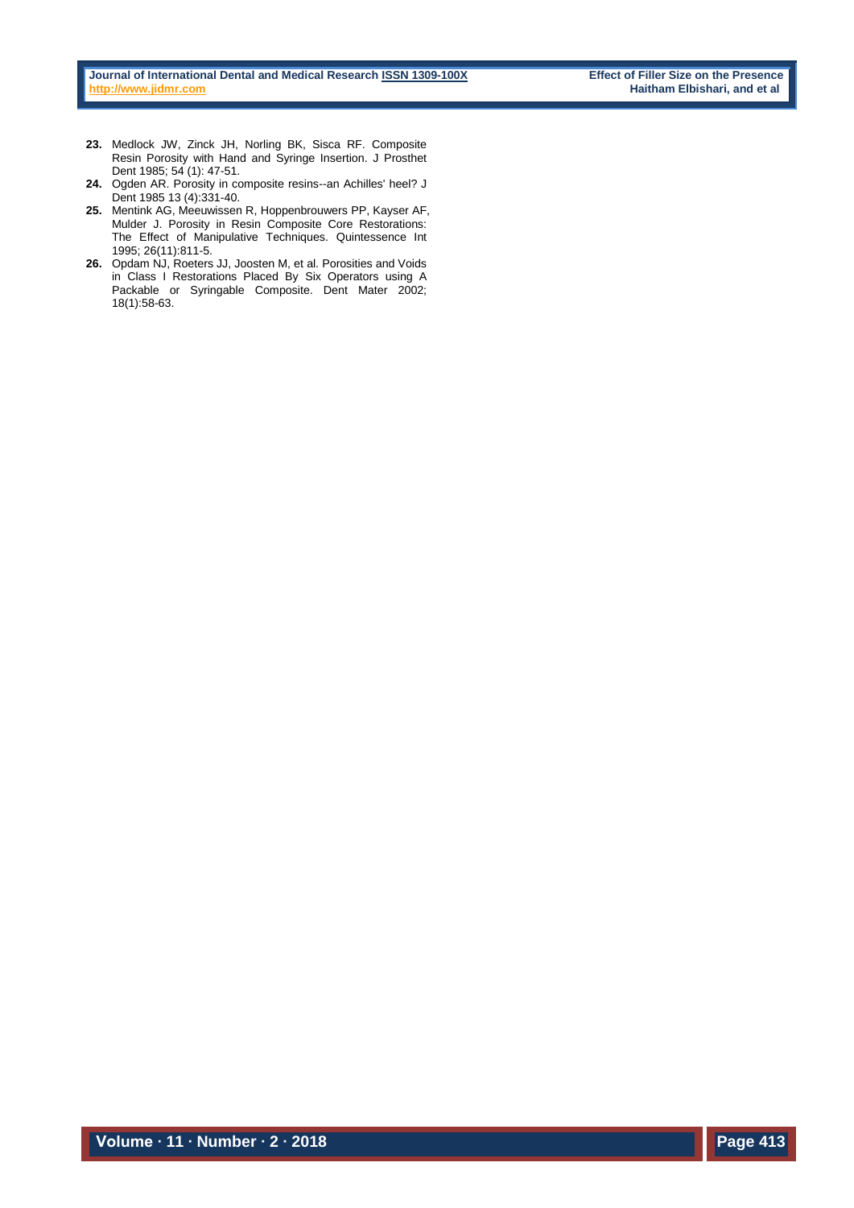23. Medlock JW, Zinck JH, Norling BK, Sisca RF. Composite Resin Porosity with Hand and Syringe Insertion. J Prosthet Dent 1985; 54 (1): 47-51.
24. Ogden AR. Porosity in composite resins--an Achilles' heel? J Dent 1985 13 (4):331-40.
25. Mentink AG, Meeuwissen R, Hoppenbrouwers PP, Kayser AF, Mulder J. Porosity in Resin Composite Core Restorations: The Effect of Manipulative Techniques. Quintessence Int 1995; 26(11):811-5.
26. Opdam NJ, Roeters JJ, Joosten M, et al. Porosities and Voids in Class I Restorations Placed By Six Operators using A Packable or Syringable Composite. Dent Mater 2002; 18(1):58-63.